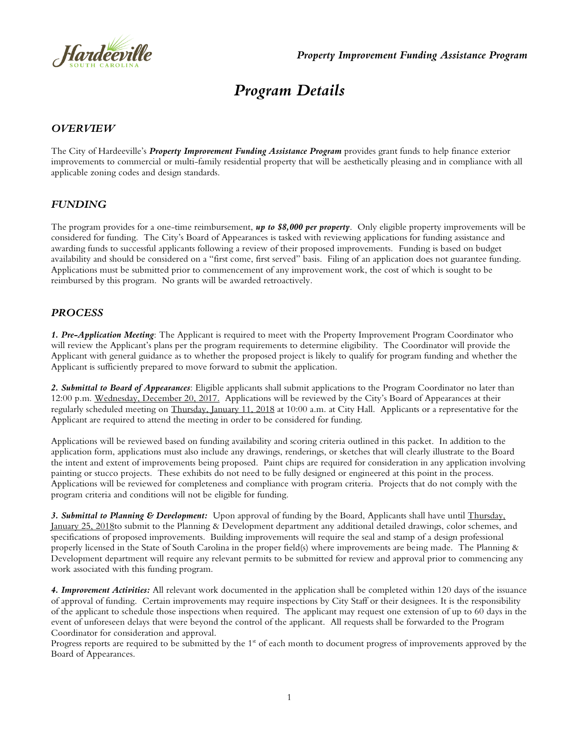# Program Details

## *OVERVIEW*

The City of Hardeeville's ***Property Improvement Funding Assistance Program*** provides grant funds to help finance exterior improvements to commercial or multi-family residential property that will be aesthetically pleasing and in compliance with all applicable zoning codes and design standards.

## *FUNDING*

The program provides for a one-time reimbursement, ***up to $8,000 per property***. Only eligible property improvements will be considered for funding. The City's Board of Appearances is tasked with reviewing applications for funding assistance and awarding funds to successful applicants following a review of their proposed improvements. Funding is based on budget availability and should be considered on a "first come, first served" basis. Filing of an application does not guarantee funding. Applications must be submitted prior to commencement of any improvement work, the cost of which is sought to be reimbursed by this program. No grants will be awarded retroactively.

## *PROCESS*

***1. Pre-Application Meeting***: The Applicant is required to meet with the Property Improvement Program Coordinator who will review the Applicant's plans per the program requirements to determine eligibility. The Coordinator will provide the Applicant with general guidance as to whether the proposed project is likely to qualify for program funding and whether the Applicant is sufficiently prepared to move forward to submit the application.

***2. Submittal to Board of Appearances***: Eligible applicants shall submit applications to the Program Coordinator no later than 12:00 p.m. Wednesday, December 20, 2017. Applications will be reviewed by the City's Board of Appearances at their regularly scheduled meeting on Thursday, January 11, 2018 at 10:00 a.m. at City Hall. Applicants or a representative for the Applicant are required to attend the meeting in order to be considered for funding.

Applications will be reviewed based on funding availability and scoring criteria outlined in this packet. In addition to the application form, applications must also include any drawings, renderings, or sketches that will clearly illustrate to the Board the intent and extent of improvements being proposed. Paint chips are required for consideration in any application involving painting or stucco projects. These exhibits do not need to be fully designed or engineered at this point in the process. Applications will be reviewed for completeness and compliance with program criteria. Projects that do not comply with the program criteria and conditions will not be eligible for funding.

***3. Submittal to Planning & Development:*** Upon approval of funding by the Board, Applicants shall have until Thursday, January 25, 2018to submit to the Planning & Development department any additional detailed drawings, color schemes, and specifications of proposed improvements. Building improvements will require the seal and stamp of a design professional properly licensed in the State of South Carolina in the proper field(s) where improvements are being made. The Planning & Development department will require any relevant permits to be submitted for review and approval prior to commencing any work associated with this funding program.

***4. Improvement Activities:*** All relevant work documented in the application shall be completed within 120 days of the issuance of approval of funding. Certain improvements may require inspections by City Staff or their designees. It is the responsibility of the applicant to schedule those inspections when required. The applicant may request one extension of up to 60 days in the event of unforeseen delays that were beyond the control of the applicant. All requests shall be forwarded to the Program Coordinator for consideration and approval.

Progress reports are required to be submitted by the 1st of each month to document progress of improvements approved by the Board of Appearances.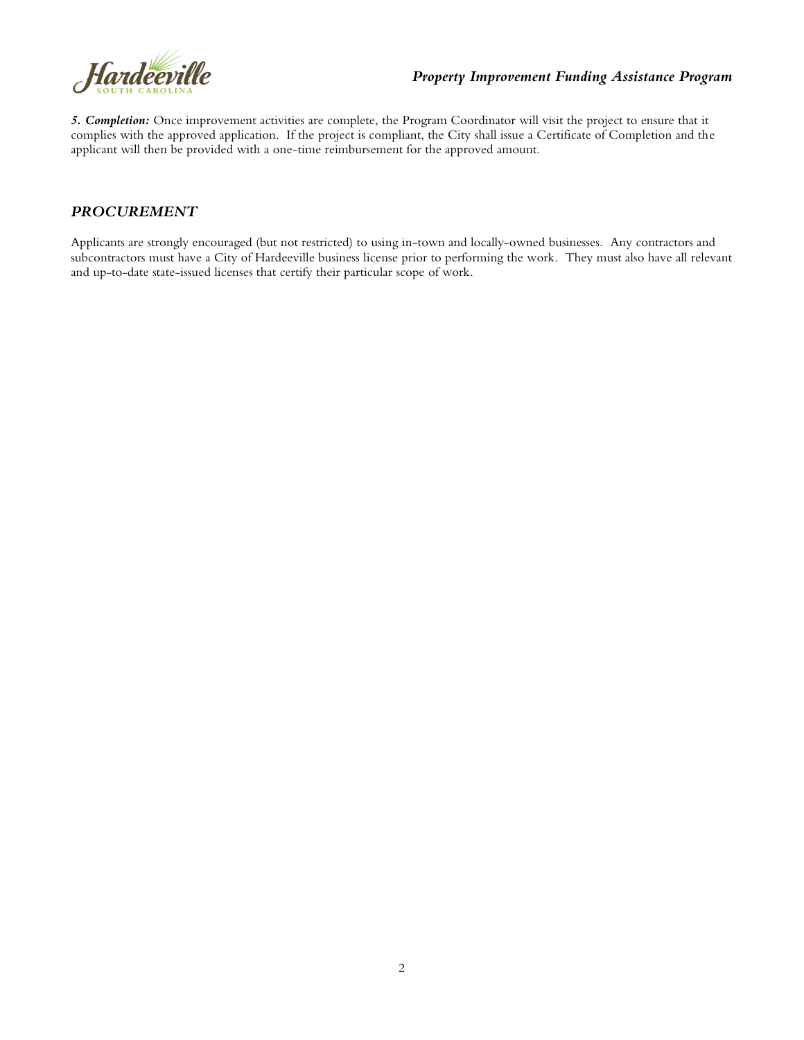***5. Completion:*** Once improvement activities are complete, the Program Coordinator will visit the project to ensure that it complies with the approved application. If the project is compliant, the City shall issue a Certificate of Completion and the applicant will then be provided with a one-time reimbursement for the approved amount.

## *PROCUREMENT*

Applicants are strongly encouraged (but not restricted) to using in-town and locally-owned businesses. Any contractors and subcontractors must have a City of Hardeeville business license prior to performing the work. They must also have all relevant and up-to-date state-issued licenses that certify their particular scope of work.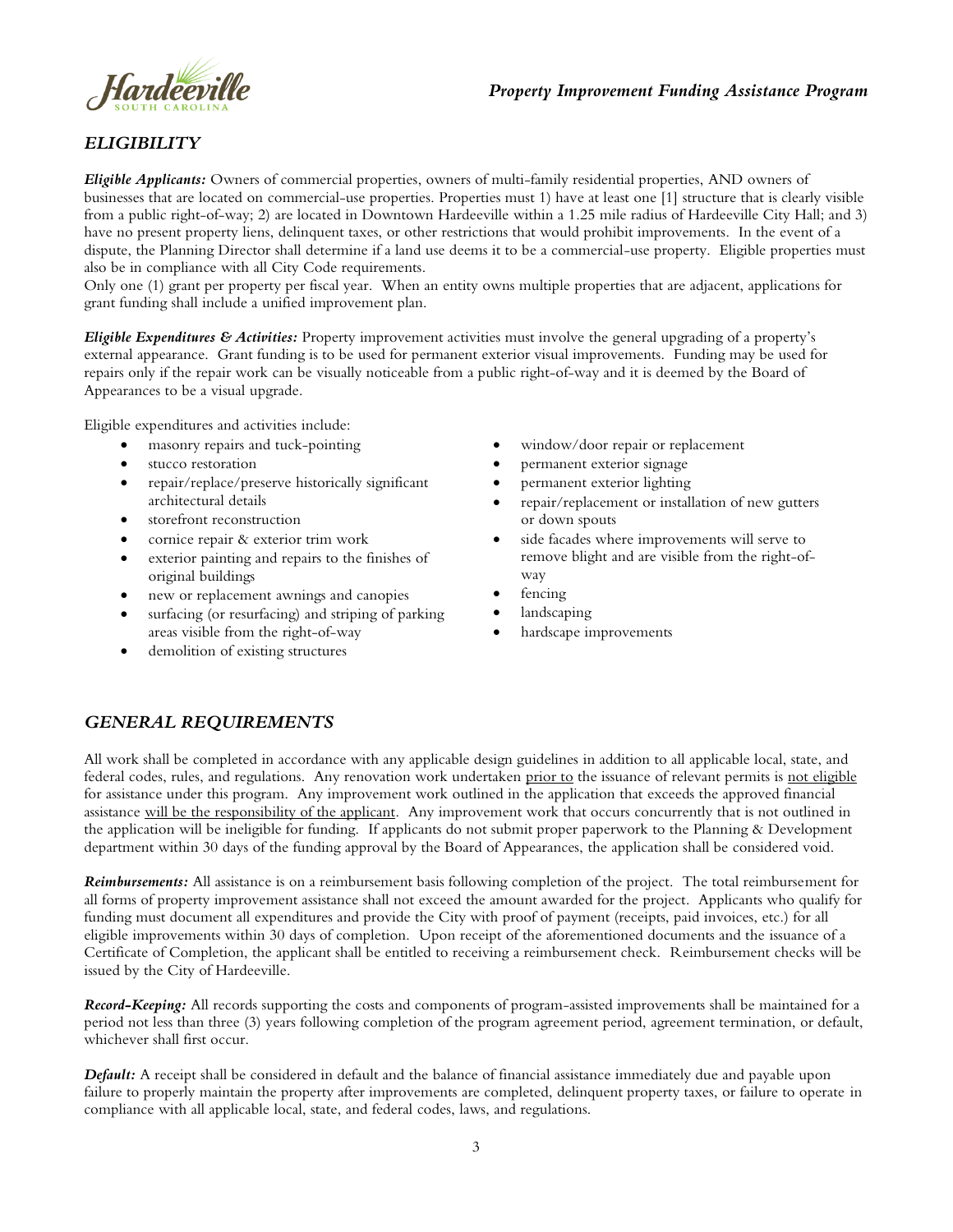## *ELIGIBILITY*

***Eligible Applicants:*** Owners of commercial properties, owners of multi-family residential properties, AND owners of businesses that are located on commercial-use properties. Properties must 1) have at least one [1] structure that is clearly visible from a public right-of-way; 2) are located in Downtown Hardeeville within a 1.25 mile radius of Hardeeville City Hall; and 3) have no present property liens, delinquent taxes, or other restrictions that would prohibit improvements. In the event of a dispute, the Planning Director shall determine if a land use deems it to be a commercial-use property. Eligible properties must also be in compliance with all City Code requirements.

Only one (1) grant per property per fiscal year. When an entity owns multiple properties that are adjacent, applications for grant funding shall include a unified improvement plan.

***Eligible Expenditures & Activities:*** Property improvement activities must involve the general upgrading of a property's external appearance. Grant funding is to be used for permanent exterior visual improvements. Funding may be used for repairs only if the repair work can be visually noticeable from a public right-of-way and it is deemed by the Board of Appearances to be a visual upgrade.

Eligible expenditures and activities include:

- masonry repairs and tuck-pointing
- stucco restoration
- repair/replace/preserve historically significant architectural details
- storefront reconstruction
- cornice repair & exterior trim work
- exterior painting and repairs to the finishes of original buildings
- new or replacement awnings and canopies
- surfacing (or resurfacing) and striping of parking areas visible from the right-of-way
- demolition of existing structures
- window/door repair or replacement
- permanent exterior signage
- permanent exterior lighting
- repair/replacement or installation of new gutters or down spouts
- side facades where improvements will serve to remove blight and are visible from the right-of-way
- fencing
- landscaping
- hardscape improvements

## *GENERAL REQUIREMENTS*

All work shall be completed in accordance with any applicable design guidelines in addition to all applicable local, state, and federal codes, rules, and regulations. Any renovation work undertaken <u>prior to</u> the issuance of relevant permits is <u>not eligible</u> for assistance under this program. Any improvement work outlined in the application that exceeds the approved financial assistance <u>will be the responsibility of the applicant</u>. Any improvement work that occurs concurrently that is not outlined in the application will be ineligible for funding. If applicants do not submit proper paperwork to the Planning & Development department within 30 days of the funding approval by the Board of Appearances, the application shall be considered void.

***Reimbursements:*** All assistance is on a reimbursement basis following completion of the project. The total reimbursement for all forms of property improvement assistance shall not exceed the amount awarded for the project. Applicants who qualify for funding must document all expenditures and provide the City with proof of payment (receipts, paid invoices, etc.) for all eligible improvements within 30 days of completion. Upon receipt of the aforementioned documents and the issuance of a Certificate of Completion, the applicant shall be entitled to receiving a reimbursement check. Reimbursement checks will be issued by the City of Hardeeville.

***Record-Keeping:*** All records supporting the costs and components of program-assisted improvements shall be maintained for a period not less than three (3) years following completion of the program agreement period, agreement termination, or default, whichever shall first occur.

***Default:*** A receipt shall be considered in default and the balance of financial assistance immediately due and payable upon failure to properly maintain the property after improvements are completed, delinquent property taxes, or failure to operate in compliance with all applicable local, state, and federal codes, laws, and regulations.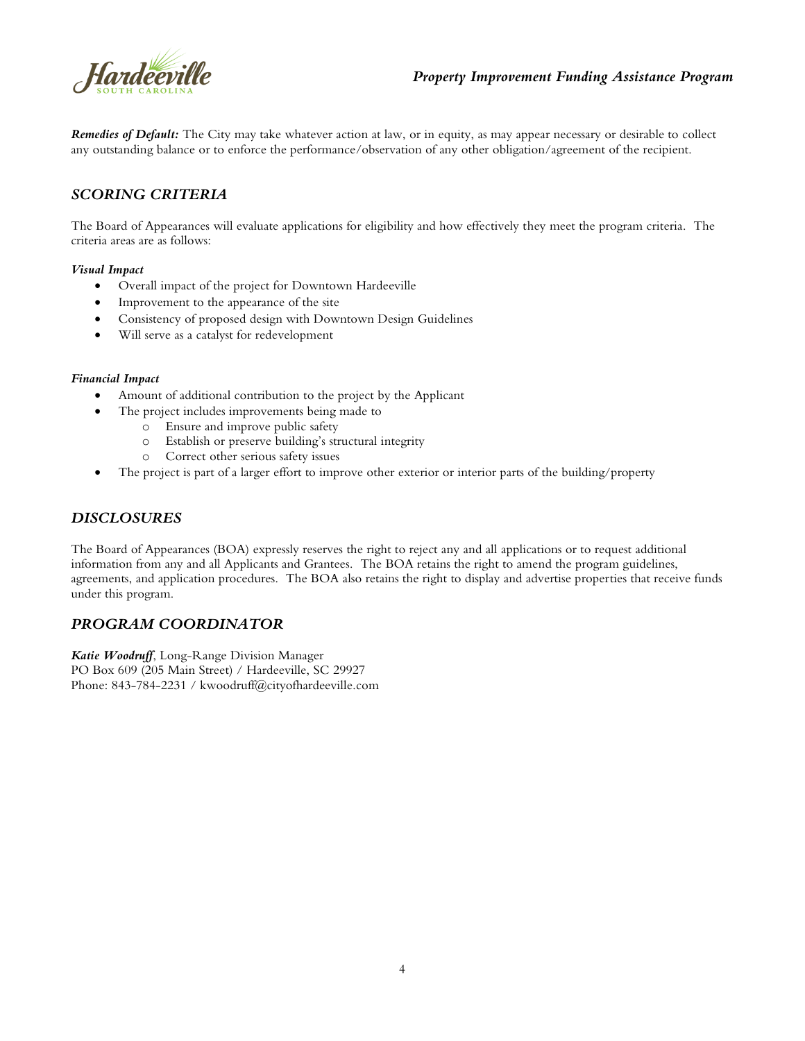***Remedies of Default:*** The City may take whatever action at law, or in equity, as may appear necessary or desirable to collect any outstanding balance or to enforce the performance/observation of any other obligation/agreement of the recipient.

## *SCORING CRITERIA*

The Board of Appearances will evaluate applications for eligibility and how effectively they meet the program criteria. The criteria areas are as follows:

***Visual Impact***

- Overall impact of the project for Downtown Hardeeville
- Improvement to the appearance of the site
- Consistency of proposed design with Downtown Design Guidelines
- Will serve as a catalyst for redevelopment

***Financial Impact***

- Amount of additional contribution to the project by the Applicant
- The project includes improvements being made to
  - Ensure and improve public safety
  - Establish or preserve building's structural integrity
  - Correct other serious safety issues
- The project is part of a larger effort to improve other exterior or interior parts of the building/property

## *DISCLOSURES*

The Board of Appearances (BOA) expressly reserves the right to reject any and all applications or to request additional information from any and all Applicants and Grantees. The BOA retains the right to amend the program guidelines, agreements, and application procedures. The BOA also retains the right to display and advertise properties that receive funds under this program.

## *PROGRAM COORDINATOR*

***Katie Woodruff***, Long-Range Division Manager
PO Box 609 (205 Main Street) / Hardeeville, SC 29927
Phone: 843-784-2231 / kwoodruff@cityofhardeeville.com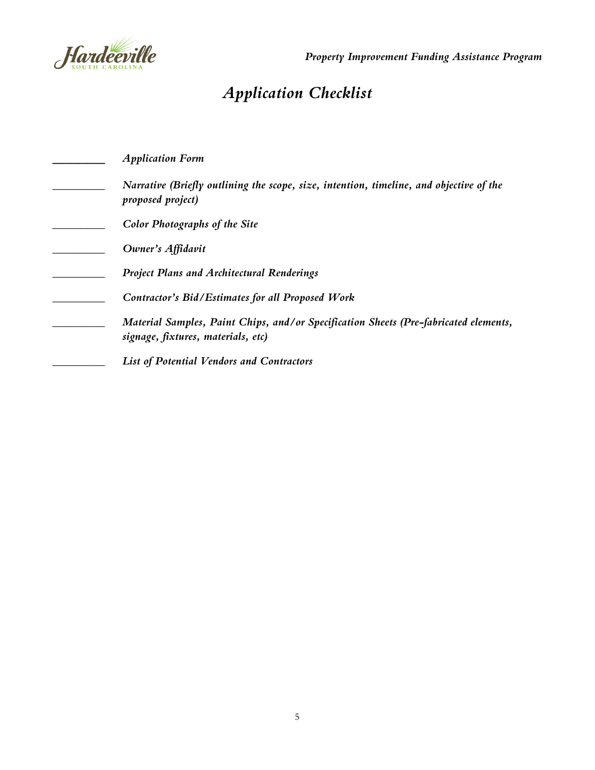# *Application Checklist*

_________ *Application Form*

_________ *Narrative (Briefly outlining the scope, size, intention, timeline, and objective of the proposed project)*

_________ *Color Photographs of the Site*

_________ *Owner's Affidavit*

_________ *Project Plans and Architectural Renderings*

_________ *Contractor's Bid/Estimates for all Proposed Work*

_________ *Material Samples, Paint Chips, and/or Specification Sheets (Pre-fabricated elements, signage, fixtures, materials, etc)*

_________ *List of Potential Vendors and Contractors*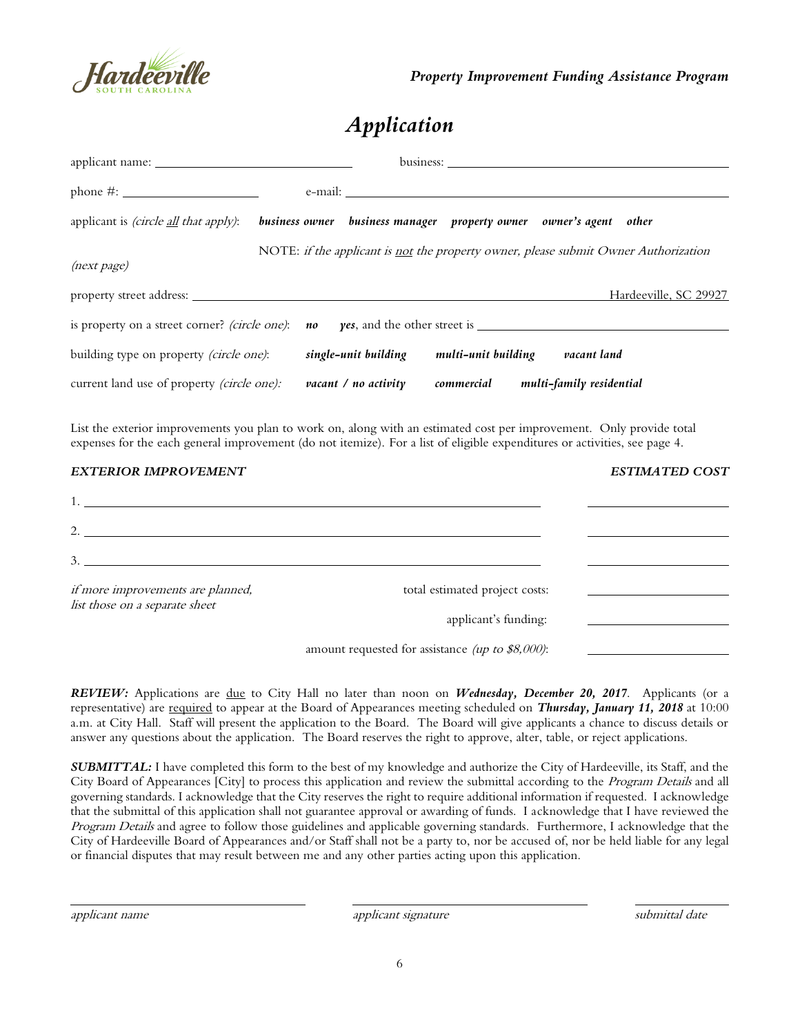*Property Improvement Funding Assistance Program*

# *Application*

applicant name: ______________________________ business: ________________________________________

phone #: ____________________ e-mail: ________________________________________________________

applicant is *(circle all that apply)*: ***business owner*** ***business manager*** ***property owner*** ***owner's agent*** ***other***

NOTE: *if the applicant is not the property owner, please submit Owner Authorization (next page)*

property street address: ________________________________________________________ Hardeeville, SC 29927

is property on a street corner? *(circle one)*: ***no*** ***yes***, and the other street is ________________________________

building type on property *(circle one)*: ***single-unit building*** ***multi-unit building*** ***vacant land***

current land use of property *(circle one)*: ***vacant / no activity*** ***commercial*** ***multi-family residential***

List the exterior improvements you plan to work on, along with an estimated cost per improvement. Only provide total expenses for the each general improvement (do not itemize). For a list of eligible expenditures or activities, see page 4.

| ***EXTERIOR IMPROVEMENT*** | ***ESTIMATED COST*** |
|---|---|
| 1. | |
| 2. | |
| 3. | |
| *if more improvements are planned, list those on a separate sheet* — total estimated project costs: | |
| applicant's funding: | |
| amount requested for assistance *(up to $8,000)*: | |

***REVIEW:*** Applications are due to City Hall no later than noon on ***Wednesday, December 20, 2017***. Applicants (or a representative) are required to appear at the Board of Appearances meeting scheduled on ***Thursday, January 11, 2018*** at 10:00 a.m. at City Hall. Staff will present the application to the Board. The Board will give applicants a chance to discuss details or answer any questions about the application. The Board reserves the right to approve, alter, table, or reject applications.

***SUBMITTAL:*** I have completed this form to the best of my knowledge and authorize the City of Hardeeville, its Staff, and the City Board of Appearances [City] to process this application and review the submittal according to the *Program Details* and all governing standards. I acknowledge that the City reserves the right to require additional information if requested. I acknowledge that the submittal of this application shall not guarantee approval or awarding of funds. I acknowledge that I have reviewed the *Program Details* and agree to follow those guidelines and applicable governing standards. Furthermore, I acknowledge that the City of Hardeeville Board of Appearances and/or Staff shall not be a party to, nor be accused of, nor be held liable for any legal or financial disputes that may result between me and any other parties acting upon this application.

______________________________ ______________________________ ______________

*applicant name* *applicant signature* *submittal date*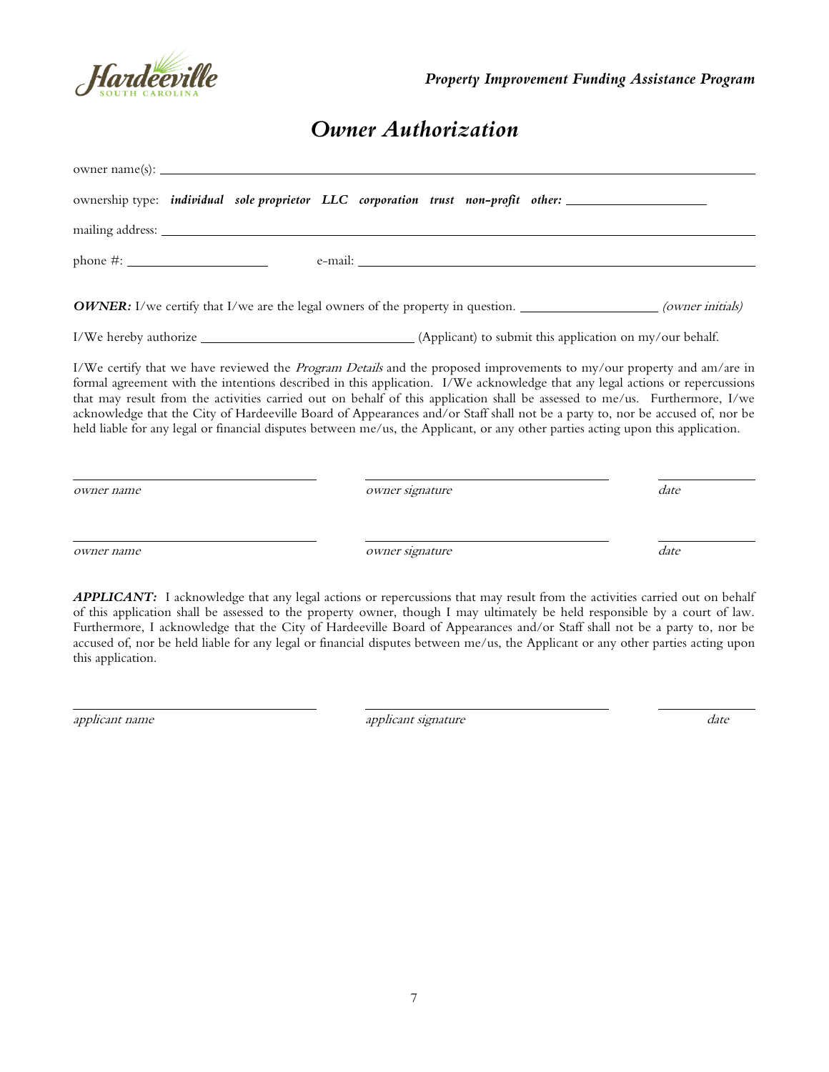*Property Improvement Funding Assistance Program*

# *Owner Authorization*

owner name(s): ______________________________________________________________________

ownership type: ***individual*** ***sole proprietor*** ***LLC*** ***corporation*** ***trust*** ***non-profit*** ***other:*** ____________________

mailing address: ______________________________________________________________________

phone #: ____________________ e-mail: ______________________________________________

***OWNER:*** I/we certify that I/we are the legal owners of the property in question. ____________________ *(owner initials)*

I/We hereby authorize ______________________________ (Applicant) to submit this application on my/our behalf.

I/We certify that we have reviewed the *Program Details* and the proposed improvements to my/our property and am/are in formal agreement with the intentions described in this application. I/We acknowledge that any legal actions or repercussions that may result from the activities carried out on behalf of this application shall be assessed to me/us. Furthermore, I/we acknowledge that the City of Hardeeville Board of Appearances and/or Staff shall not be a party to, nor be accused of, nor be held liable for any legal or financial disputes between me/us, the Applicant, or any other parties acting upon this application.

| | | |
|---|---|---|
| ______________________________ | ______________________________ | ____________ |
| *owner name* | *owner signature* | *date* |
| ______________________________ | ______________________________ | ____________ |
| *owner name* | *owner signature* | *date* |

***APPLICANT:*** I acknowledge that any legal actions or repercussions that may result from the activities carried out on behalf of this application shall be assessed to the property owner, though I may ultimately be held responsible by a court of law. Furthermore, I acknowledge that the City of Hardeeville Board of Appearances and/or Staff shall not be a party to, nor be accused of, nor be held liable for any legal or financial disputes between me/us, the Applicant or any other parties acting upon this application.

| | | |
|---|---|---|
| ______________________________ | ______________________________ | ____________ |
| *applicant name* | *applicant signature* | *date* |